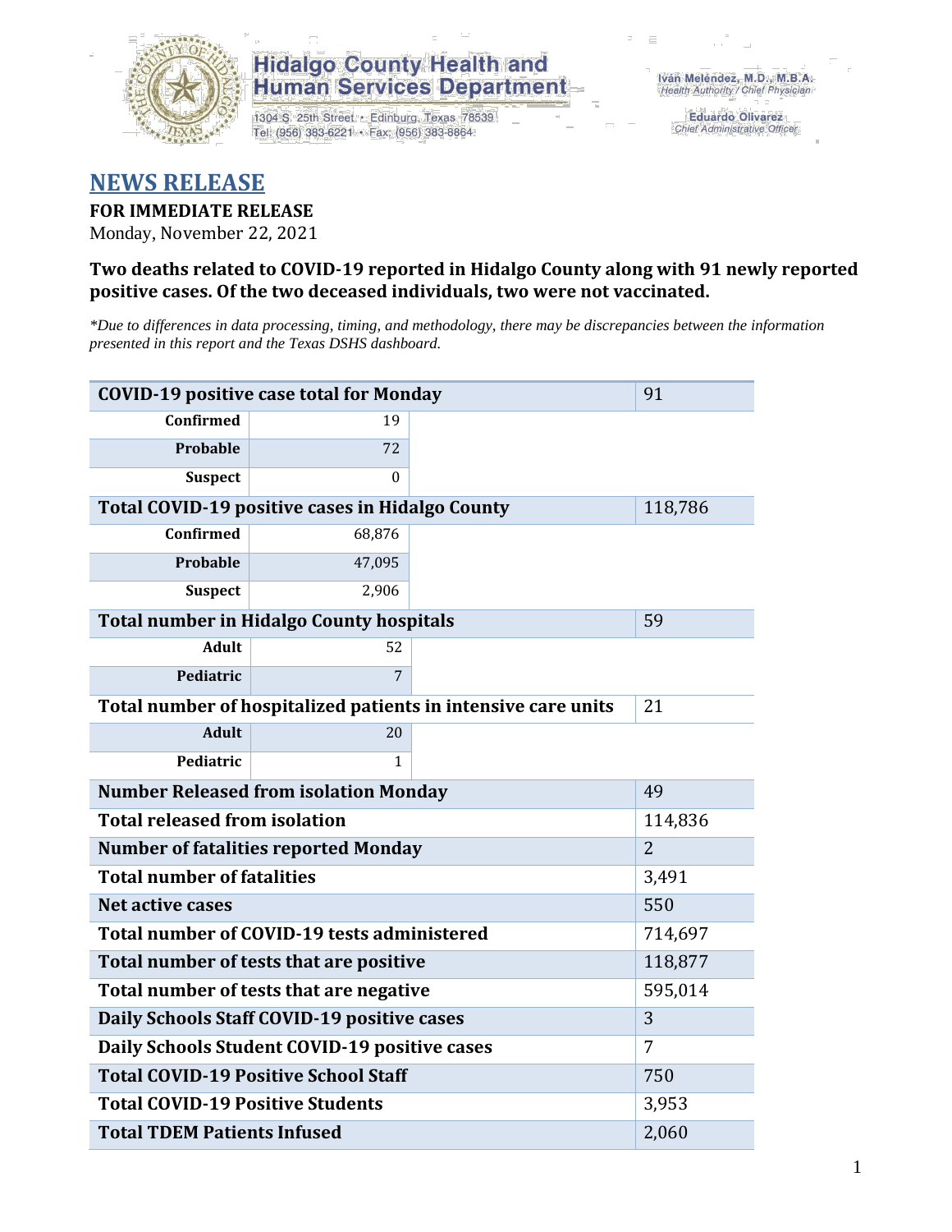Hidalgo County Health and Human Services Department

1304 S. 25th Street • Edinburg, Texas 78539
Tel: (956) 383-6221 • Fax: (956) 383-8864

Iván Meléndez, M.D., M.B.A.
*Health Authority / Chief Physician*

Eduardo Olivarez
*Chief Administrative Officer*

# NEWS RELEASE

**FOR IMMEDIATE RELEASE**
Monday, November 22, 2021

**Two deaths related to COVID-19 reported in Hidalgo County along with 91 newly reported positive cases. Of the two deceased individuals, two were not vaccinated.**

*\*Due to differences in data processing, timing, and methodology, there may be discrepancies between the information presented in this report and the Texas DSHS dashboard.*

| **COVID-19 positive case total for Monday** | | 91 |
|---|---|---|
| **Confirmed** | 19 | |
| **Probable** | 72 | |
| **Suspect** | 0 | |
| **Total COVID-19 positive cases in Hidalgo County** | | 118,786 |
| **Confirmed** | 68,876 | |
| **Probable** | 47,095 | |
| **Suspect** | 2,906 | |
| **Total number in Hidalgo County hospitals** | | 59 |
| **Adult** | 52 | |
| **Pediatric** | 7 | |
| **Total number of hospitalized patients in intensive care units** | | 21 |
| **Adult** | 20 | |
| **Pediatric** | 1 | |
| **Number Released from isolation Monday** | | 49 |
| **Total released from isolation** | | 114,836 |
| **Number of fatalities reported Monday** | | 2 |
| **Total number of fatalities** | | 3,491 |
| **Net active cases** | | 550 |
| **Total number of COVID-19 tests administered** | | 714,697 |
| **Total number of tests that are positive** | | 118,877 |
| **Total number of tests that are negative** | | 595,014 |
| **Daily Schools Staff COVID-19 positive cases** | | 3 |
| **Daily Schools Student COVID-19 positive cases** | | 7 |
| **Total COVID-19 Positive School Staff** | | 750 |
| **Total COVID-19 Positive Students** | | 3,953 |
| **Total TDEM Patients Infused** | | 2,060 |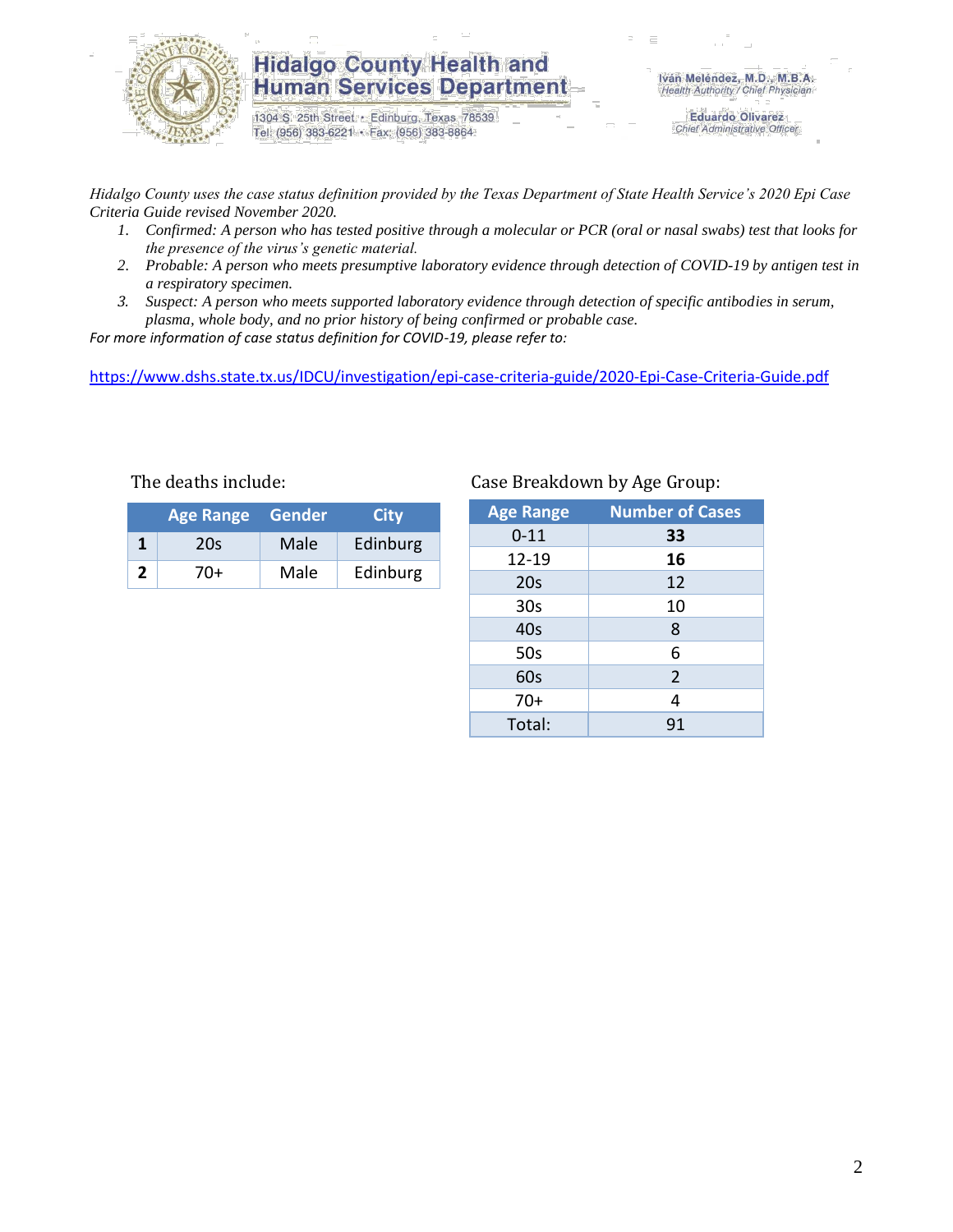# Hidalgo County Health and Human Services Department

1304 S. 25th Street • Edinburg, Texas 78539
Tel: (956) 383-6221 • Fax: (956) 383-8864

Iván Meléndez, M.D., M.B.A.
*Health Authority / Chief Physician*

Eduardo Olivarez
*Chief Administrative Officer*

*Hidalgo County uses the case status definition provided by the Texas Department of State Health Service's 2020 Epi Case Criteria Guide revised November 2020.*

1. *Confirmed: A person who has tested positive through a molecular or PCR (oral or nasal swabs) test that looks for the presence of the virus's genetic material.*
2. *Probable: A person who meets presumptive laboratory evidence through detection of COVID-19 by antigen test in a respiratory specimen.*
3. *Suspect: A person who meets supported laboratory evidence through detection of specific antibodies in serum, plasma, whole body, and no prior history of being confirmed or probable case.*

*For more information of case status definition for COVID-19, please refer to:*

https://www.dshs.state.tx.us/IDCU/investigation/epi-case-criteria-guide/2020-Epi-Case-Criteria-Guide.pdf

The deaths include:

| | Age Range | Gender | City |
|---|---|---|---|
| **1** | 20s | Male | Edinburg |
| **2** | 70+ | Male | Edinburg |

Case Breakdown by Age Group:

| Age Range | Number of Cases |
|---|---|
| 0-11 | **33** |
| 12-19 | **16** |
| 20s | 12 |
| 30s | 10 |
| 40s | 8 |
| 50s | 6 |
| 60s | 2 |
| 70+ | 4 |
| Total: | 91 |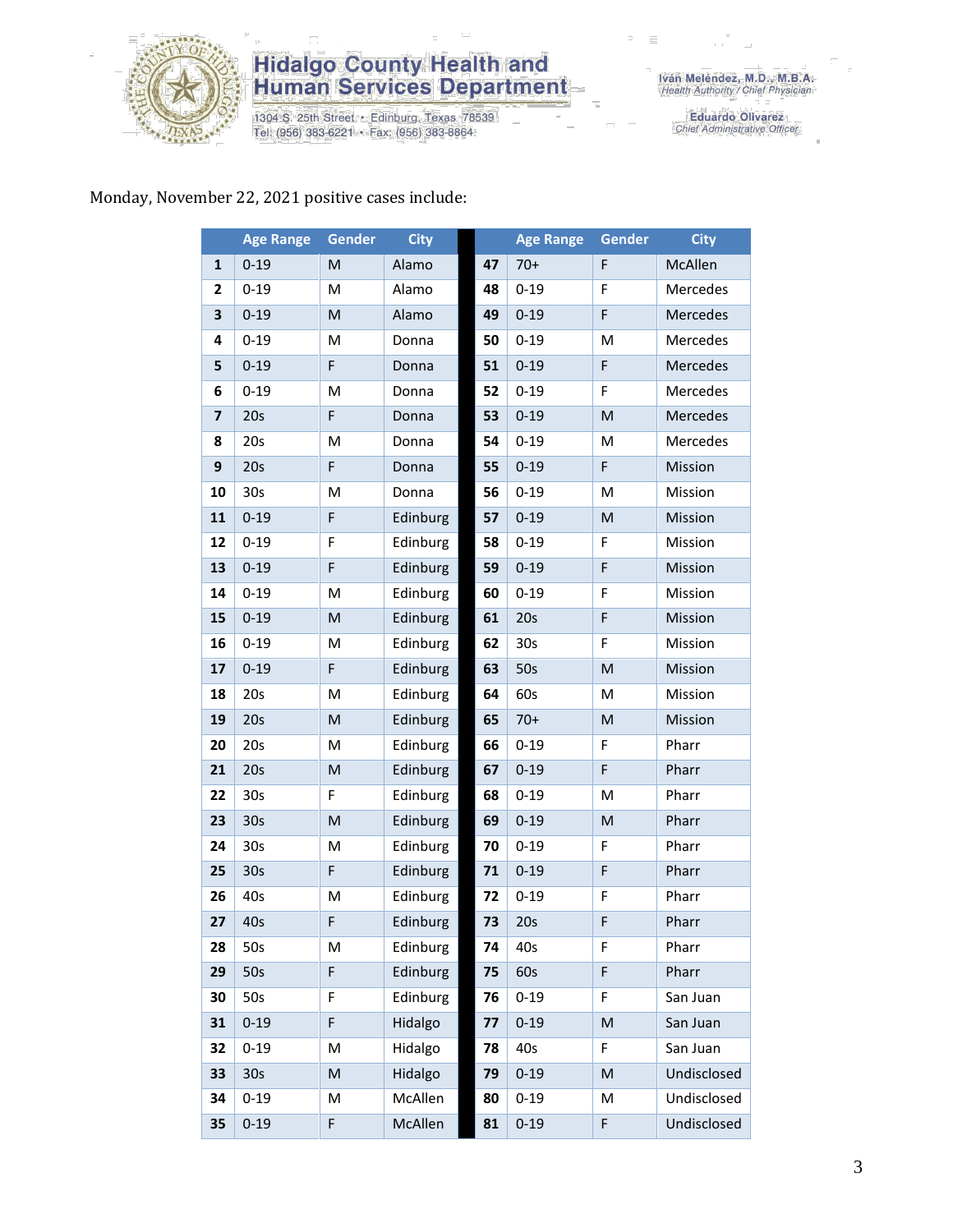# Hidalgo County Health and Human Services Department

1304 S. 25th Street • Edinburg, Texas 78539
Tel: (956) 383-6221 • Fax: (956) 383-8864

Iván Meléndez, M.D., M.B.A.
*Health Authority / Chief Physician*

Eduardo Olivarez
*Chief Administrative Officer*

Monday, November 22, 2021 positive cases include:

| | Age Range | Gender | City | | Age Range | Gender | City |
|---|---|---|---|---|---|---|---|
| 1 | 0-19 | M | Alamo | 47 | 70+ | F | McAllen |
| 2 | 0-19 | M | Alamo | 48 | 0-19 | F | Mercedes |
| 3 | 0-19 | M | Alamo | 49 | 0-19 | F | Mercedes |
| 4 | 0-19 | M | Donna | 50 | 0-19 | M | Mercedes |
| 5 | 0-19 | F | Donna | 51 | 0-19 | F | Mercedes |
| 6 | 0-19 | M | Donna | 52 | 0-19 | F | Mercedes |
| 7 | 20s | F | Donna | 53 | 0-19 | M | Mercedes |
| 8 | 20s | M | Donna | 54 | 0-19 | M | Mercedes |
| 9 | 20s | F | Donna | 55 | 0-19 | F | Mission |
| 10 | 30s | M | Donna | 56 | 0-19 | M | Mission |
| 11 | 0-19 | F | Edinburg | 57 | 0-19 | M | Mission |
| 12 | 0-19 | F | Edinburg | 58 | 0-19 | F | Mission |
| 13 | 0-19 | F | Edinburg | 59 | 0-19 | F | Mission |
| 14 | 0-19 | M | Edinburg | 60 | 0-19 | F | Mission |
| 15 | 0-19 | M | Edinburg | 61 | 20s | F | Mission |
| 16 | 0-19 | M | Edinburg | 62 | 30s | F | Mission |
| 17 | 0-19 | F | Edinburg | 63 | 50s | M | Mission |
| 18 | 20s | M | Edinburg | 64 | 60s | M | Mission |
| 19 | 20s | M | Edinburg | 65 | 70+ | M | Mission |
| 20 | 20s | M | Edinburg | 66 | 0-19 | F | Pharr |
| 21 | 20s | M | Edinburg | 67 | 0-19 | F | Pharr |
| 22 | 30s | F | Edinburg | 68 | 0-19 | M | Pharr |
| 23 | 30s | M | Edinburg | 69 | 0-19 | M | Pharr |
| 24 | 30s | M | Edinburg | 70 | 0-19 | F | Pharr |
| 25 | 30s | F | Edinburg | 71 | 0-19 | F | Pharr |
| 26 | 40s | M | Edinburg | 72 | 0-19 | F | Pharr |
| 27 | 40s | F | Edinburg | 73 | 20s | F | Pharr |
| 28 | 50s | M | Edinburg | 74 | 40s | F | Pharr |
| 29 | 50s | F | Edinburg | 75 | 60s | F | Pharr |
| 30 | 50s | F | Edinburg | 76 | 0-19 | F | San Juan |
| 31 | 0-19 | F | Hidalgo | 77 | 0-19 | M | San Juan |
| 32 | 0-19 | M | Hidalgo | 78 | 40s | F | San Juan |
| 33 | 30s | M | Hidalgo | 79 | 0-19 | M | Undisclosed |
| 34 | 0-19 | M | McAllen | 80 | 0-19 | M | Undisclosed |
| 35 | 0-19 | F | McAllen | 81 | 0-19 | F | Undisclosed |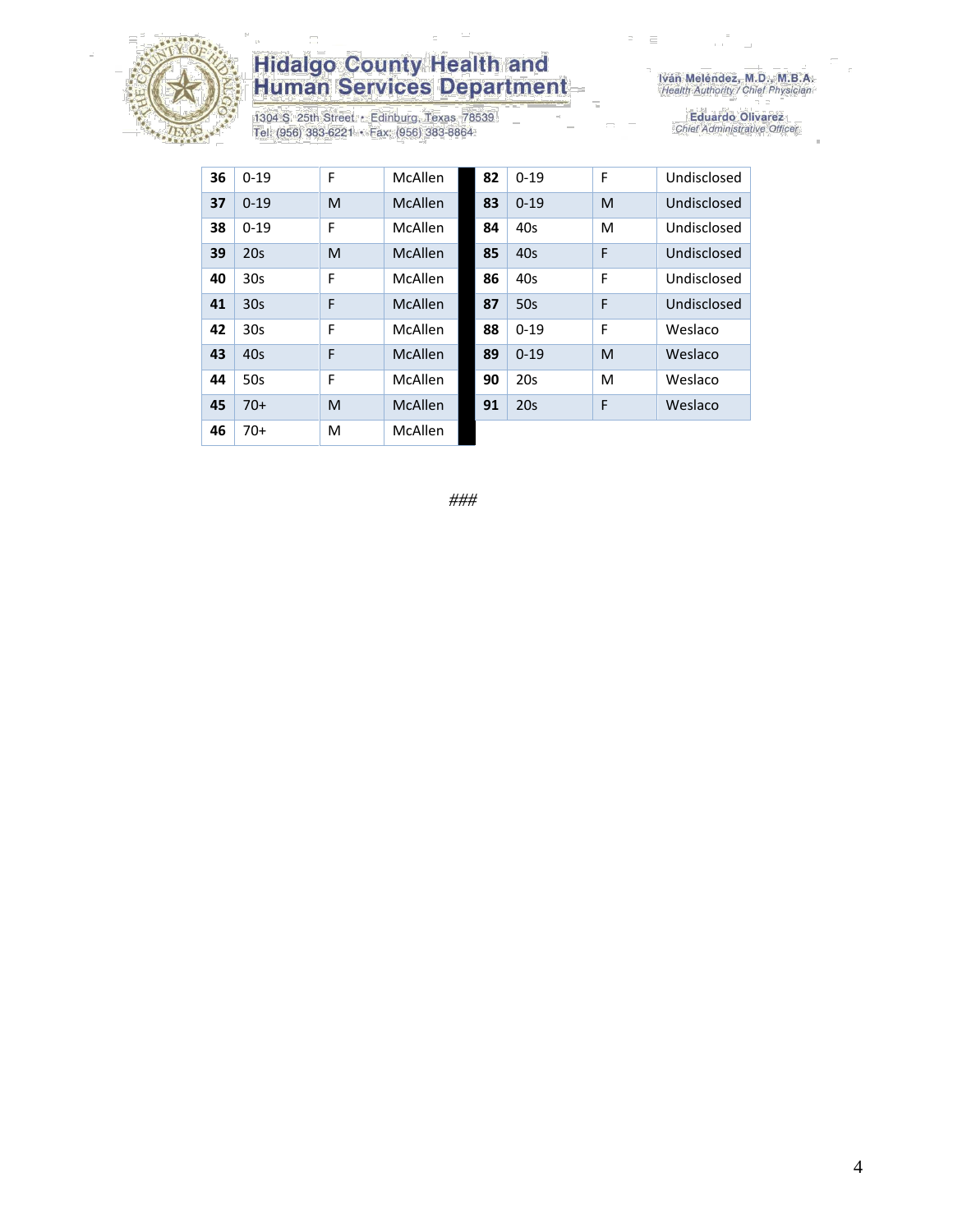| | | | | | | | |
|---|---|---|---|---|---|---|---|
| **36** | 0-19 | F | McAllen | **82** | 0-19 | F | Undisclosed |
| **37** | 0-19 | M | McAllen | **83** | 0-19 | M | Undisclosed |
| **38** | 0-19 | F | McAllen | **84** | 40s | M | Undisclosed |
| **39** | 20s | M | McAllen | **85** | 40s | F | Undisclosed |
| **40** | 30s | F | McAllen | **86** | 40s | F | Undisclosed |
| **41** | 30s | F | McAllen | **87** | 50s | F | Undisclosed |
| **42** | 30s | F | McAllen | **88** | 0-19 | F | Weslaco |
| **43** | 40s | F | McAllen | **89** | 0-19 | M | Weslaco |
| **44** | 50s | F | McAllen | **90** | 20s | M | Weslaco |
| **45** | 70+ | M | McAllen | **91** | 20s | F | Weslaco |
| **46** | 70+ | M | McAllen | | | | |

###